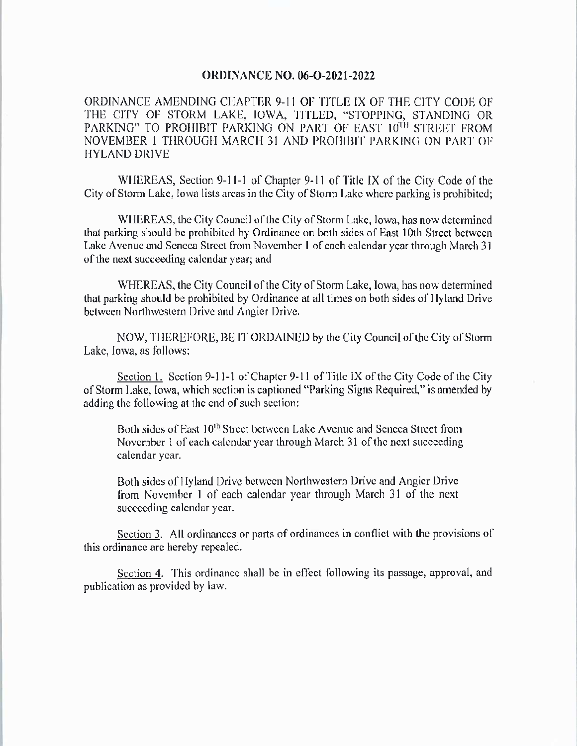# ORDINANCE NO. 06-O-2021-2022

ORDINANCE AMENDING CHAPTER 9-11 OF TITLE IX OF THE CITY CODE OF THE CITY OF STORM LAKE, IOWA, TITLED, "STOPPING, STANDING OR PARKING" TO PROHIBIT PARKING ON PART OF EAST 10TH STREET FROM NOVEMBER 1 THROUGH MARCH 31 AND PROHIBIT PARKING ON PART OF HYLAND DRIVE

WHEREAS, Section 9-11-1 of Chapter 9-11 of Title IX of the City Code of the City of Storm Lake, Iowa lists areas in the City of Storm Lake where parking is prohibited;

WHEREAS, the City Council of the City of Storm Lake, Iowa, has now determined that parking should be prohibited by Ordinance on both sides of East 10th Street between Lake Avenue and Seneca Street from November 1 of each calendar year through March 31 of the next succeeding calendar year; and

WHEREAS, the City Council of the City of Storm Lake, Iowa, has now determined that parking should be prohibited by Ordinance at all times on both sides of Hyland Drive between Northwestern Drive and Angier Drive.

NOW, THEREFORE, BE IT ORDAINED by the City Council of the City of Storm Lake, Iowa, as follows:

<u>Section 1.</u> Section 9-11-1 of Chapter 9-11 of Title IX of the City Code of the City of Storm Lake, Iowa, which section is captioned "Parking Signs Required," is amended by adding the following at the end of such section:

> Both sides of East 10th Street between Lake Avenue and Seneca Street from November 1 of each calendar year through March 31 of the next succeeding calendar year.
>
> Both sides of Hyland Drive between Northwestern Drive and Angier Drive from November 1 of each calendar year through March 31 of the next succeeding calendar year.

<u>Section 3.</u> All ordinances or parts of ordinances in conflict with the provisions of this ordinance are hereby repealed.

<u>Section 4.</u> This ordinance shall be in effect following its passage, approval, and publication as provided by law.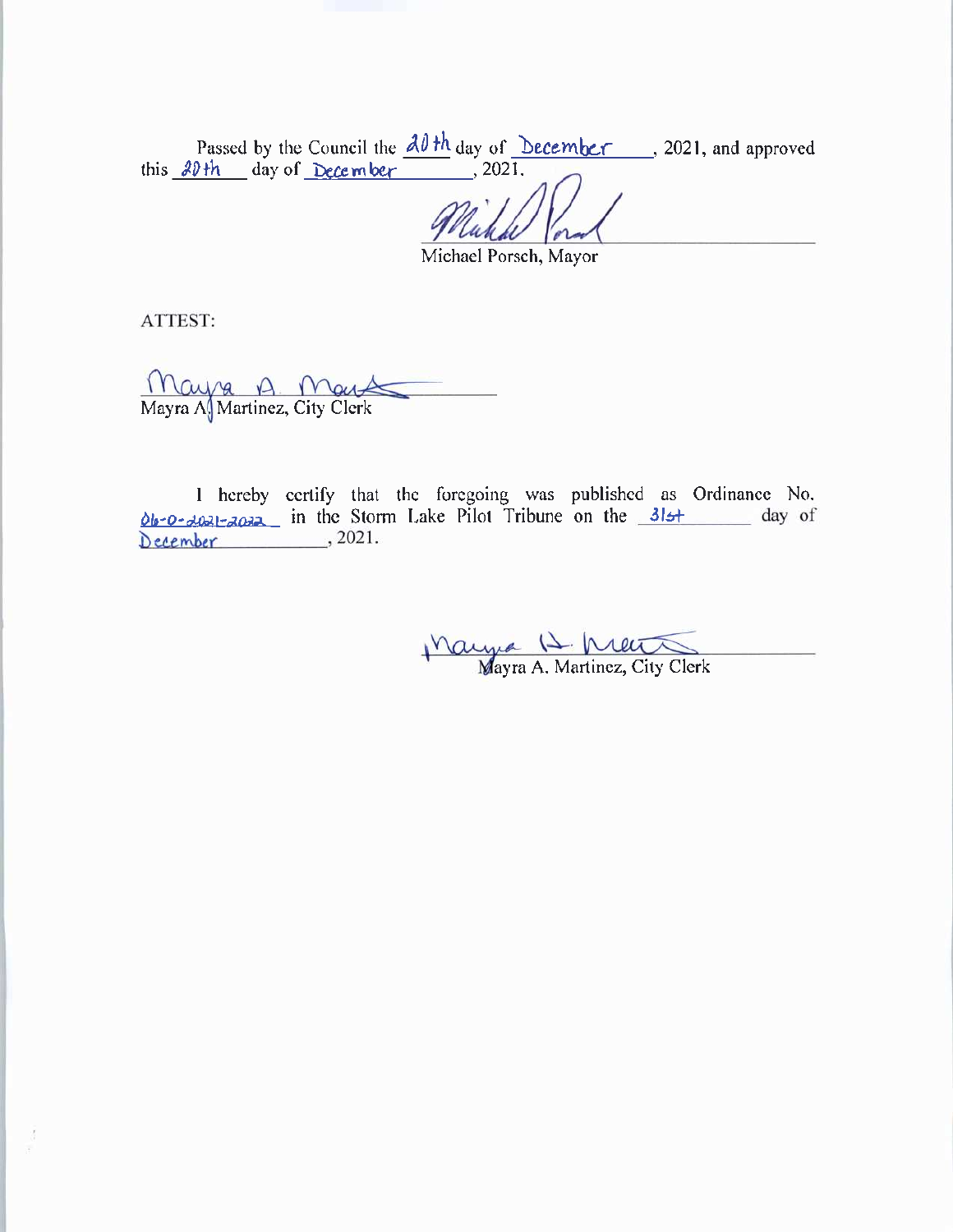Passed by the Council the 20th day of December, 2021, and approved this 20th day of December, 2021.

Michael Porsch, Mayor

ATTEST:

Mayra A. Martinez, City Clerk

I hereby certify that the foregoing was published as Ordinance No. 06-O-2021-2022 in the Storm Lake Pilot Tribune on the 31st day of December, 2021.

Mayra A. Martinez, City Clerk